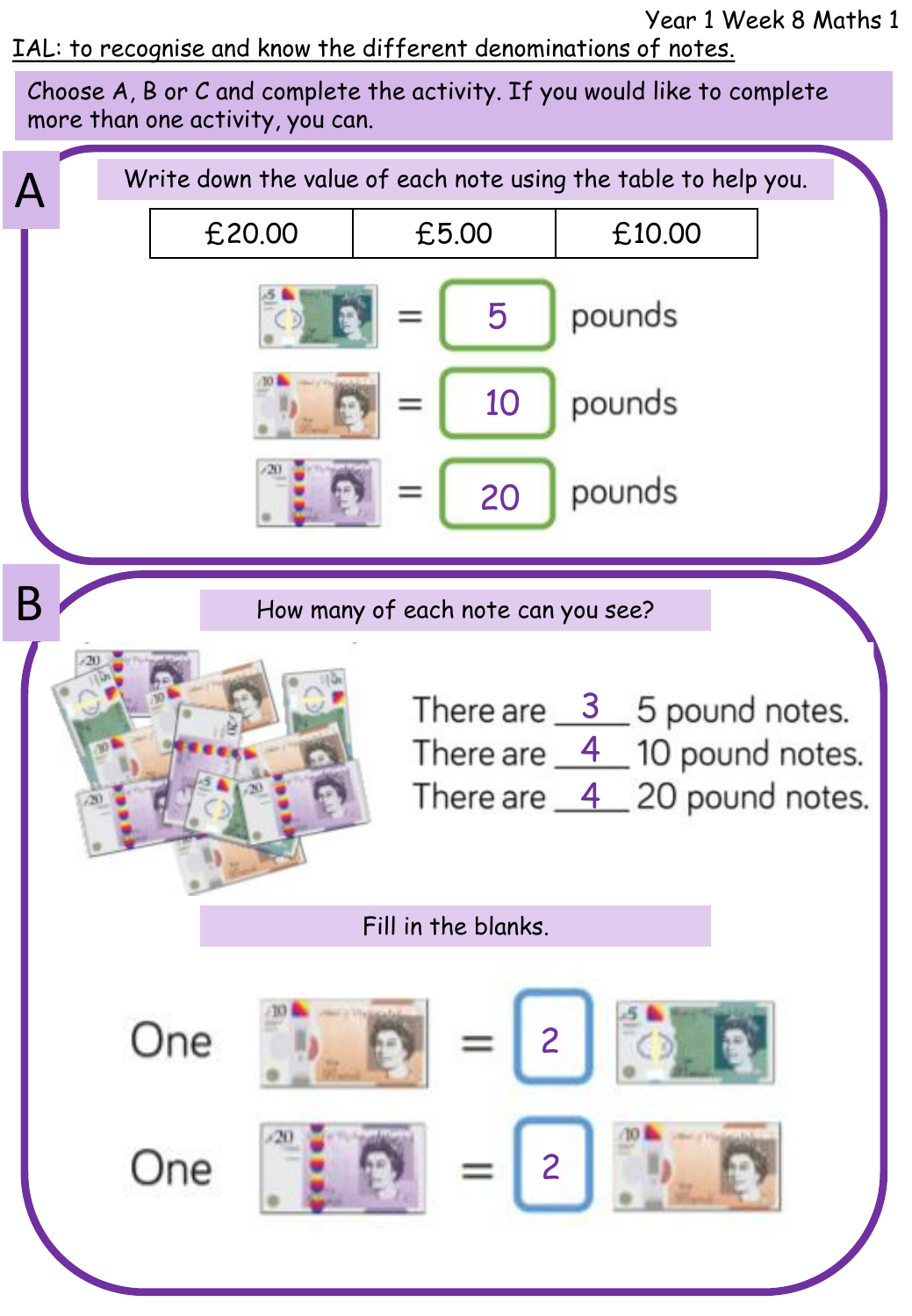Year 1 Week 8 Maths 1

IAL: to recognise and know the different denominations of notes.

Choose A, B or C and complete the activity. If you would like to complete more than one activity, you can.

## A

Write down the value of each note using the table to help you.

| £20.00 | £5.00 | £10.00 |
|---|---|---|

= 5 pounds

= 10 pounds

= 20 pounds

## B

How many of each note can you see?

There are 3 5 pound notes.

There are 4 10 pound notes.

There are 4 20 pound notes.

Fill in the blanks.

One = 2

One = 2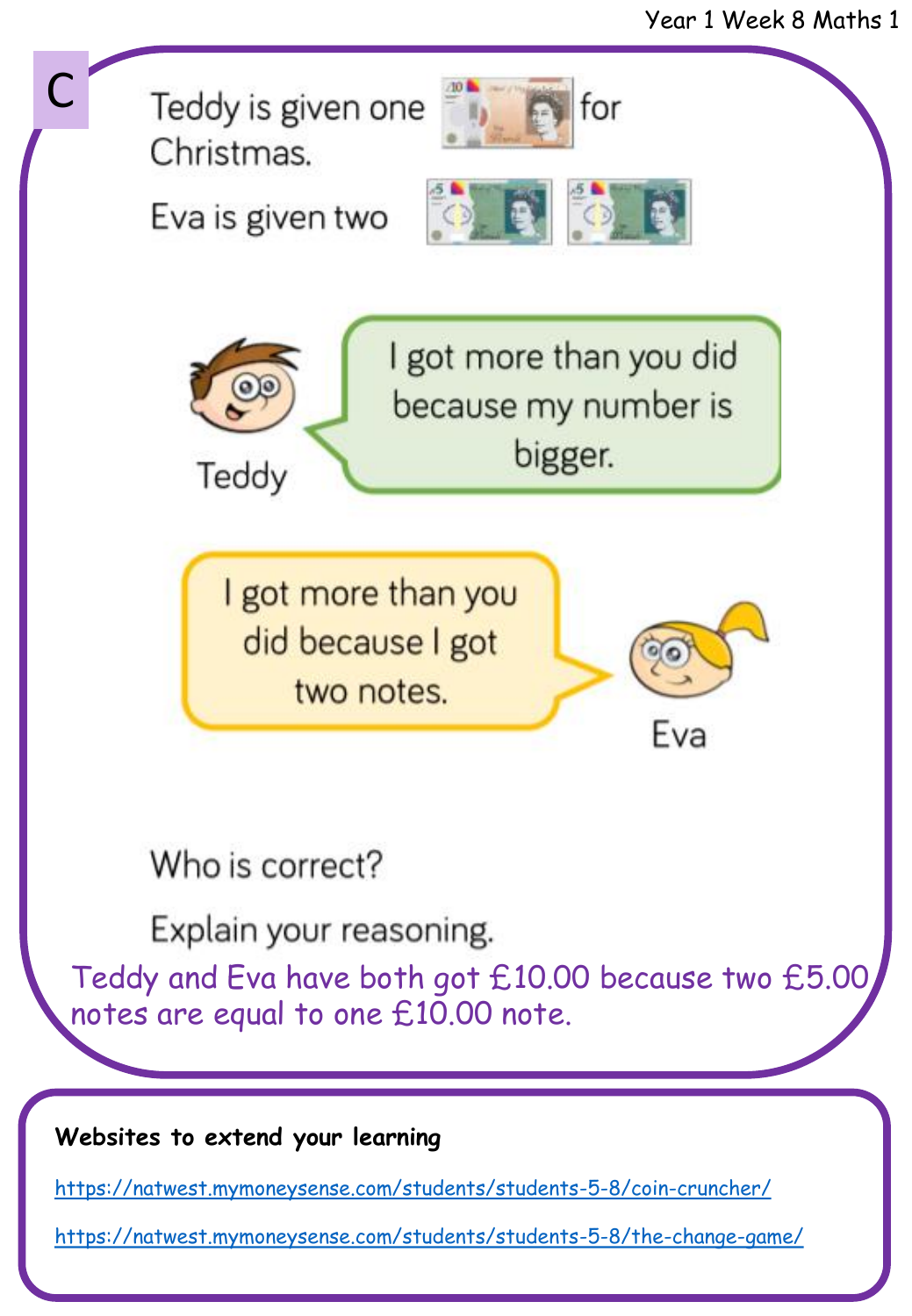C

Teddy is given one for Christmas.

Eva is given two

Teddy: I got more than you did because my number is bigger.

Eva: I got more than you did because I got two notes.

Who is correct?

Explain your reasoning.

Teddy and Eva have both got £10.00 because two £5.00 notes are equal to one £10.00 note.

**Websites to extend your learning**

https://natwest.mymoneysense.com/students/students-5-8/coin-cruncher/

https://natwest.mymoneysense.com/students/students-5-8/the-change-game/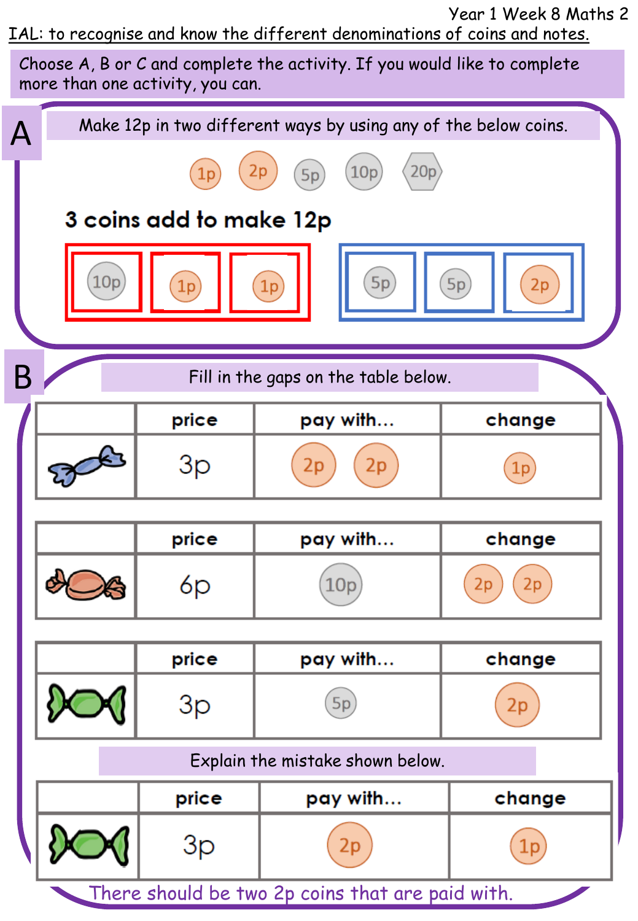Year 1 Week 8 Maths 2

IAL: to recognise and know the different denominations of coins and notes.

Choose A, B or C and complete the activity. If you would like to complete more than one activity, you can.

## A

Make 12p in two different ways by using any of the below coins.

1p 2p 5p 10p 20p

**3 coins add to make 12p**

| 10p | 1p | 1p |
|---|---|---|

| 5p | 5p | 2p |
|---|---|---|

## B

Fill in the gaps on the table below.

| | price | pay with... | change |
|---|---|---|---|
| (sweet) | 3p | 2p 2p | 1p |

| | price | pay with... | change |
|---|---|---|---|
| (sweet) | 6p | 10p | 2p 2p |

| | price | pay with... | change |
|---|---|---|---|
| (sweet) | 3p | 5p | 2p |

Explain the mistake shown below.

| | price | pay with... | change |
|---|---|---|---|
| (sweet) | 3p | 2p | 1p |

There should be two 2p coins that are paid with.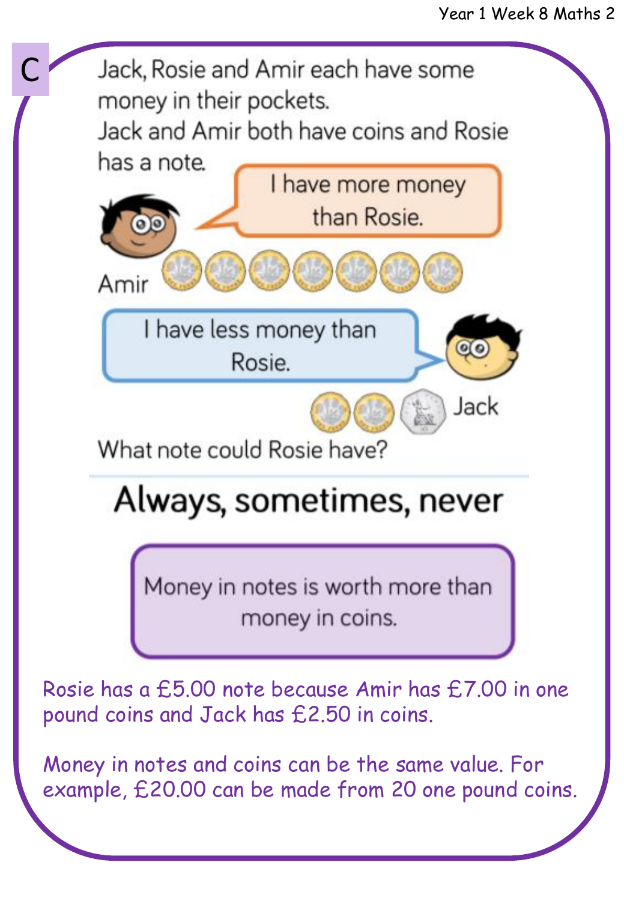C

Jack, Rosie and Amir each have some money in their pockets.
Jack and Amir both have coins and Rosie has a note.

Amir: I have more money than Rosie.

Jack: I have less money than Rosie.

What note could Rosie have?

## Always, sometimes, never

Money in notes is worth more than money in coins.

Rosie has a £5.00 note because Amir has £7.00 in one pound coins and Jack has £2.50 in coins.

Money in notes and coins can be the same value. For example, £20.00 can be made from 20 one pound coins.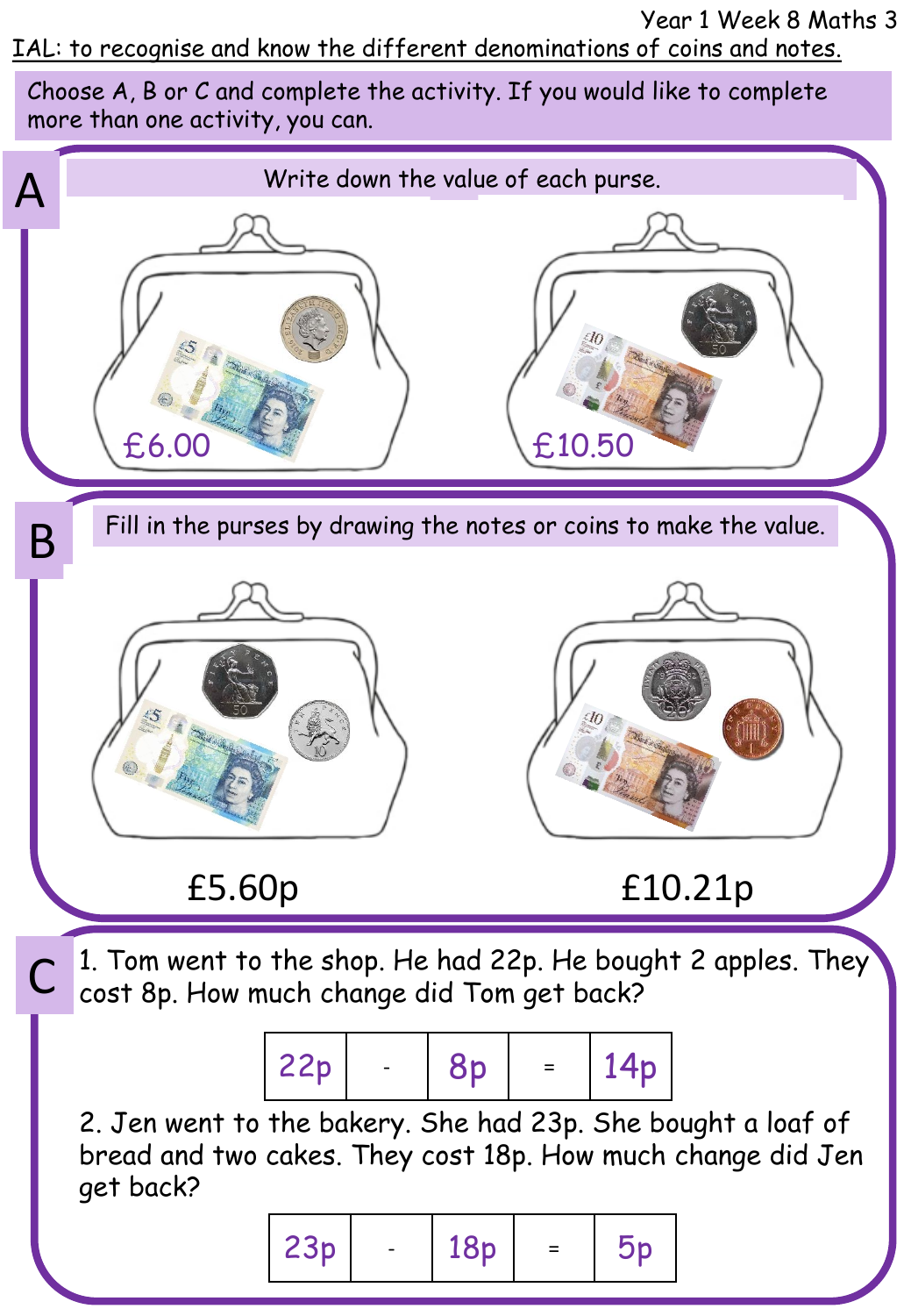Year 1 Week 8 Maths 3

IAL: to recognise and know the different denominations of coins and notes.

Choose A, B or C and complete the activity. If you would like to complete more than one activity, you can.

## A

Write down the value of each purse.

£6.00

£10.50

## B

Fill in the purses by drawing the notes or coins to make the value.

£5.60p

£10.21p

## C

1. Tom went to the shop. He had 22p. He bought 2 apples. They cost 8p. How much change did Tom get back?

| | | | | |
|---|---|---|---|---|
| 22p | - | 8p | = | 14p |

2. Jen went to the bakery. She had 23p. She bought a loaf of bread and two cakes. They cost 18p. How much change did Jen get back?

| | | | | |
|---|---|---|---|---|
| 23p | - | 18p | = | 5p |